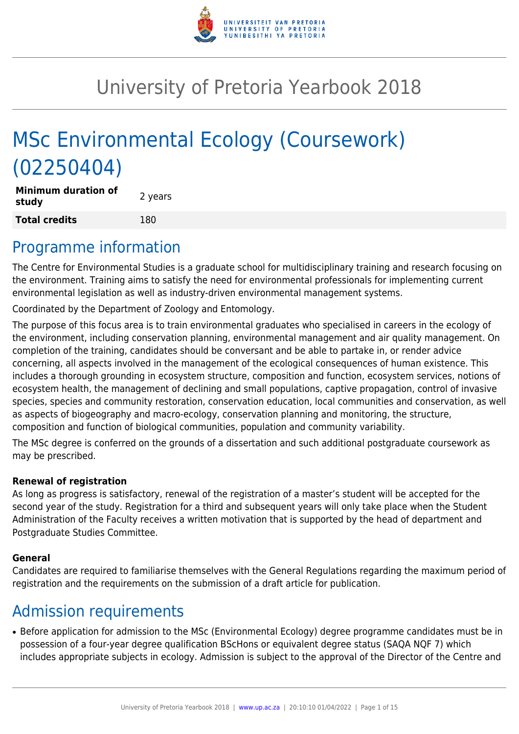# University of Pretoria Yearbook 2018

# MSc Environmental Ecology (Coursework) (02250404)

| | |
|---|---|
| **Minimum duration of study** | 2 years |
| **Total credits** | 180 |

## Programme information

The Centre for Environmental Studies is a graduate school for multidisciplinary training and research focusing on the environment. Training aims to satisfy the need for environmental professionals for implementing current environmental legislation as well as industry-driven environmental management systems.

Coordinated by the Department of Zoology and Entomology.

The purpose of this focus area is to train environmental graduates who specialised in careers in the ecology of the environment, including conservation planning, environmental management and air quality management. On completion of the training, candidates should be conversant and be able to partake in, or render advice concerning, all aspects involved in the management of the ecological consequences of human existence. This includes a thorough grounding in ecosystem structure, composition and function, ecosystem services, notions of ecosystem health, the management of declining and small populations, captive propagation, control of invasive species, species and community restoration, conservation education, local communities and conservation, as well as aspects of biogeography and macro-ecology, conservation planning and monitoring, the structure, composition and function of biological communities, population and community variability.

The MSc degree is conferred on the grounds of a dissertation and such additional postgraduate coursework as may be prescribed.

**Renewal of registration**
As long as progress is satisfactory, renewal of the registration of a master's student will be accepted for the second year of the study. Registration for a third and subsequent years will only take place when the Student Administration of the Faculty receives a written motivation that is supported by the head of department and Postgraduate Studies Committee.

**General**
Candidates are required to familiarise themselves with the General Regulations regarding the maximum period of registration and the requirements on the submission of a draft article for publication.

## Admission requirements

- Before application for admission to the MSc (Environmental Ecology) degree programme candidates must be in possession of a four-year degree qualification BScHons or equivalent degree status (SAQA NQF 7) which includes appropriate subjects in ecology. Admission is subject to the approval of the Director of the Centre and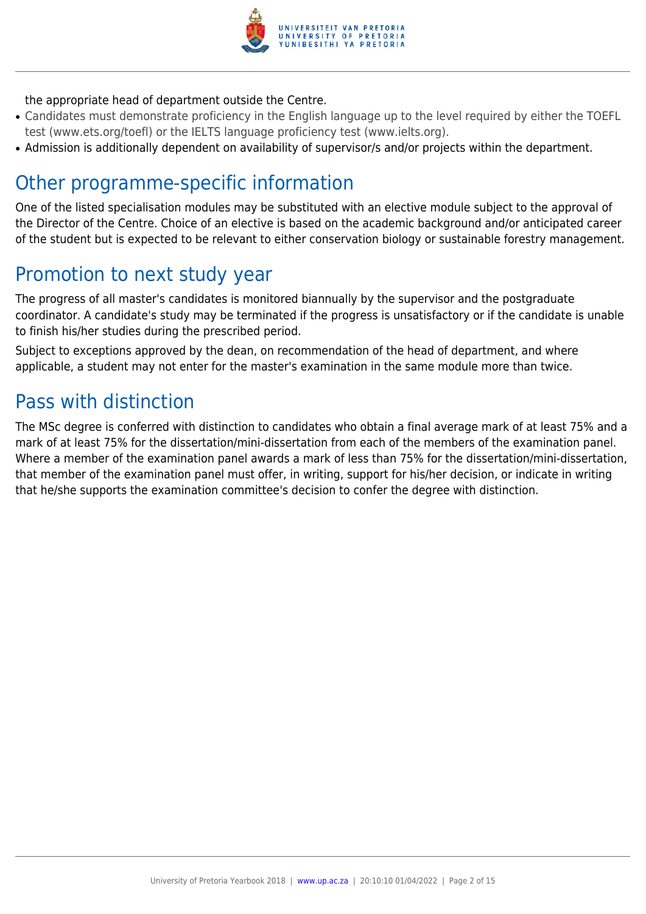the appropriate head of department outside the Centre.

- Candidates must demonstrate proficiency in the English language up to the level required by either the TOEFL test (www.ets.org/toefl) or the IELTS language proficiency test (www.ielts.org).
- Admission is additionally dependent on availability of supervisor/s and/or projects within the department.

## Other programme-specific information

One of the listed specialisation modules may be substituted with an elective module subject to the approval of the Director of the Centre. Choice of an elective is based on the academic background and/or anticipated career of the student but is expected to be relevant to either conservation biology or sustainable forestry management.

## Promotion to next study year

The progress of all master's candidates is monitored biannually by the supervisor and the postgraduate coordinator. A candidate's study may be terminated if the progress is unsatisfactory or if the candidate is unable to finish his/her studies during the prescribed period.

Subject to exceptions approved by the dean, on recommendation of the head of department, and where applicable, a student may not enter for the master's examination in the same module more than twice.

## Pass with distinction

The MSc degree is conferred with distinction to candidates who obtain a final average mark of at least 75% and a mark of at least 75% for the dissertation/mini-dissertation from each of the members of the examination panel. Where a member of the examination panel awards a mark of less than 75% for the dissertation/mini-dissertation, that member of the examination panel must offer, in writing, support for his/her decision, or indicate in writing that he/she supports the examination committee's decision to confer the degree with distinction.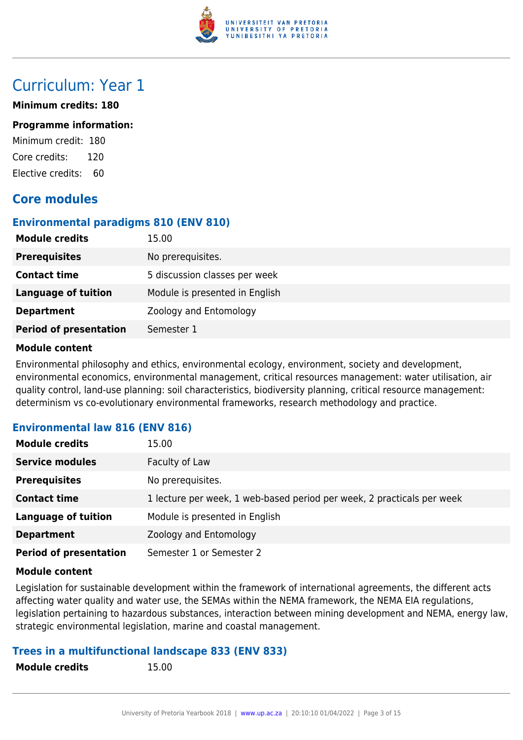# Curriculum: Year 1

**Minimum credits: 180**

**Programme information:**

Minimum credit: 180

Core credits: 120

Elective credits: 60

## Core modules

### Environmental paradigms 810 (ENV 810)

| **Module credits** | 15.00 |
|---|---|
| **Prerequisites** | No prerequisites. |
| **Contact time** | 5 discussion classes per week |
| **Language of tuition** | Module is presented in English |
| **Department** | Zoology and Entomology |
| **Period of presentation** | Semester 1 |

**Module content**

Environmental philosophy and ethics, environmental ecology, environment, society and development, environmental economics, environmental management, critical resources management: water utilisation, air quality control, land-use planning: soil characteristics, biodiversity planning, critical resource management: determinism vs co-evolutionary environmental frameworks, research methodology and practice.

### Environmental law 816 (ENV 816)

| **Module credits** | 15.00 |
|---|---|
| **Service modules** | Faculty of Law |
| **Prerequisites** | No prerequisites. |
| **Contact time** | 1 lecture per week, 1 web-based period per week, 2 practicals per week |
| **Language of tuition** | Module is presented in English |
| **Department** | Zoology and Entomology |
| **Period of presentation** | Semester 1 or Semester 2 |

**Module content**

Legislation for sustainable development within the framework of international agreements, the different acts affecting water quality and water use, the SEMAs within the NEMA framework, the NEMA EIA regulations, legislation pertaining to hazardous substances, interaction between mining development and NEMA, energy law, strategic environmental legislation, marine and coastal management.

### Trees in a multifunctional landscape 833 (ENV 833)

| **Module credits** | 15.00 |
|---|---|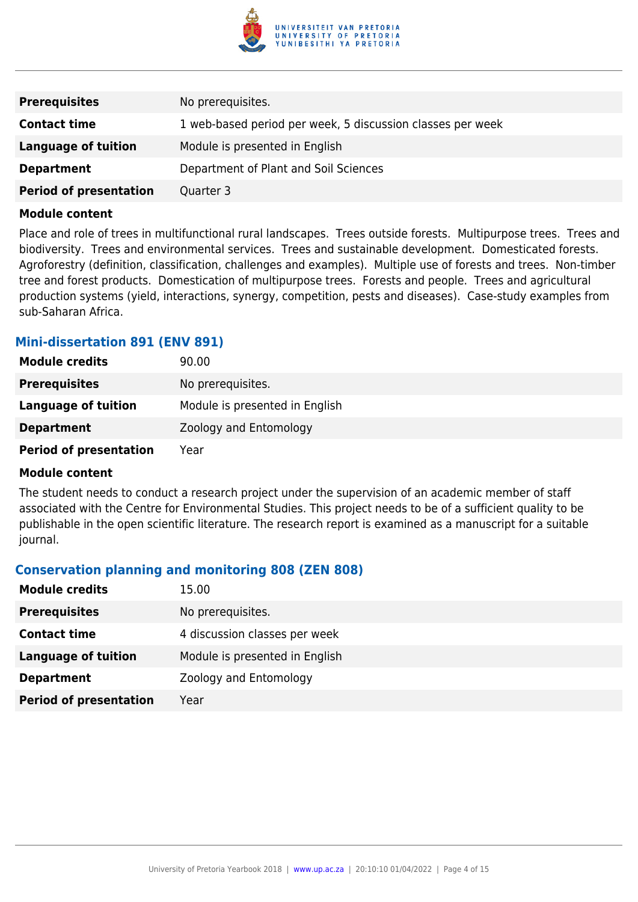| | |
|---|---|
| **Prerequisites** | No prerequisites. |
| **Contact time** | 1 web-based period per week, 5 discussion classes per week |
| **Language of tuition** | Module is presented in English |
| **Department** | Department of Plant and Soil Sciences |
| **Period of presentation** | Quarter 3 |

**Module content**

Place and role of trees in multifunctional rural landscapes. Trees outside forests. Multipurpose trees. Trees and biodiversity. Trees and environmental services. Trees and sustainable development. Domesticated forests. Agroforestry (definition, classification, challenges and examples). Multiple use of forests and trees. Non-timber tree and forest products. Domestication of multipurpose trees. Forests and people. Trees and agricultural production systems (yield, interactions, synergy, competition, pests and diseases). Case-study examples from sub-Saharan Africa.

### Mini-dissertation 891 (ENV 891)

| | |
|---|---|
| **Module credits** | 90.00 |
| **Prerequisites** | No prerequisites. |
| **Language of tuition** | Module is presented in English |
| **Department** | Zoology and Entomology |
| **Period of presentation** | Year |

**Module content**

The student needs to conduct a research project under the supervision of an academic member of staff associated with the Centre for Environmental Studies. This project needs to be of a sufficient quality to be publishable in the open scientific literature. The research report is examined as a manuscript for a suitable journal.

### Conservation planning and monitoring 808 (ZEN 808)

| | |
|---|---|
| **Module credits** | 15.00 |
| **Prerequisites** | No prerequisites. |
| **Contact time** | 4 discussion classes per week |
| **Language of tuition** | Module is presented in English |
| **Department** | Zoology and Entomology |
| **Period of presentation** | Year |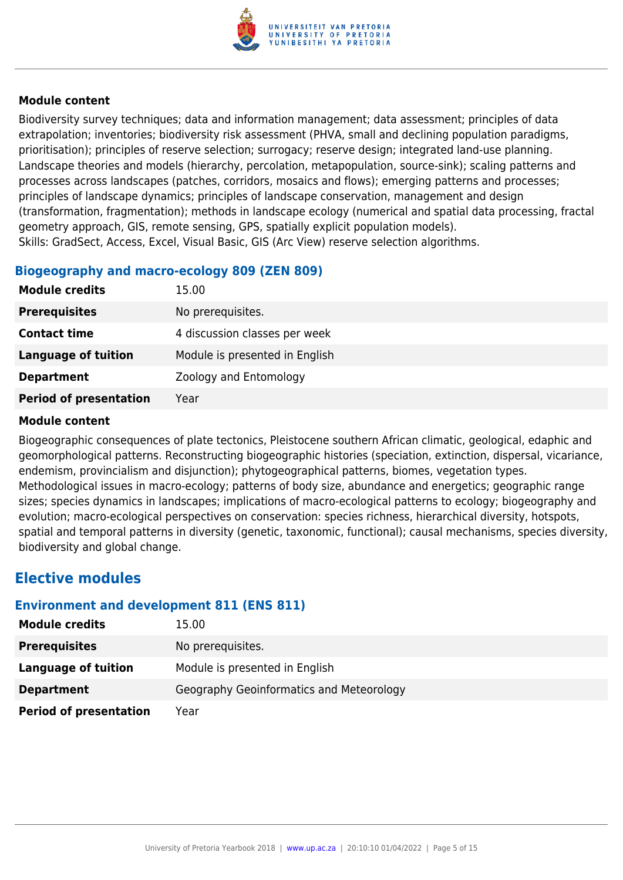#### Module content

Biodiversity survey techniques; data and information management; data assessment; principles of data extrapolation; inventories; biodiversity risk assessment (PHVA, small and declining population paradigms, prioritisation); principles of reserve selection; surrogacy; reserve design; integrated land-use planning. Landscape theories and models (hierarchy, percolation, metapopulation, source-sink); scaling patterns and processes across landscapes (patches, corridors, mosaics and flows); emerging patterns and processes; principles of landscape dynamics; principles of landscape conservation, management and design (transformation, fragmentation); methods in landscape ecology (numerical and spatial data processing, fractal geometry approach, GIS, remote sensing, GPS, spatially explicit population models).
Skills: GradSect, Access, Excel, Visual Basic, GIS (Arc View) reserve selection algorithms.

### Biogeography and macro-ecology 809 (ZEN 809)

| | |
|---|---|
| **Module credits** | 15.00 |
| **Prerequisites** | No prerequisites. |
| **Contact time** | 4 discussion classes per week |
| **Language of tuition** | Module is presented in English |
| **Department** | Zoology and Entomology |
| **Period of presentation** | Year |

#### Module content

Biogeographic consequences of plate tectonics, Pleistocene southern African climatic, geological, edaphic and geomorphological patterns. Reconstructing biogeographic histories (speciation, extinction, dispersal, vicariance, endemism, provincialism and disjunction); phytogeographical patterns, biomes, vegetation types. Methodological issues in macro-ecology; patterns of body size, abundance and energetics; geographic range sizes; species dynamics in landscapes; implications of macro-ecological patterns to ecology; biogeography and evolution; macro-ecological perspectives on conservation: species richness, hierarchical diversity, hotspots, spatial and temporal patterns in diversity (genetic, taxonomic, functional); causal mechanisms, species diversity, biodiversity and global change.

## Elective modules

### Environment and development 811 (ENS 811)

| | |
|---|---|
| **Module credits** | 15.00 |
| **Prerequisites** | No prerequisites. |
| **Language of tuition** | Module is presented in English |
| **Department** | Geography Geoinformatics and Meteorology |
| **Period of presentation** | Year |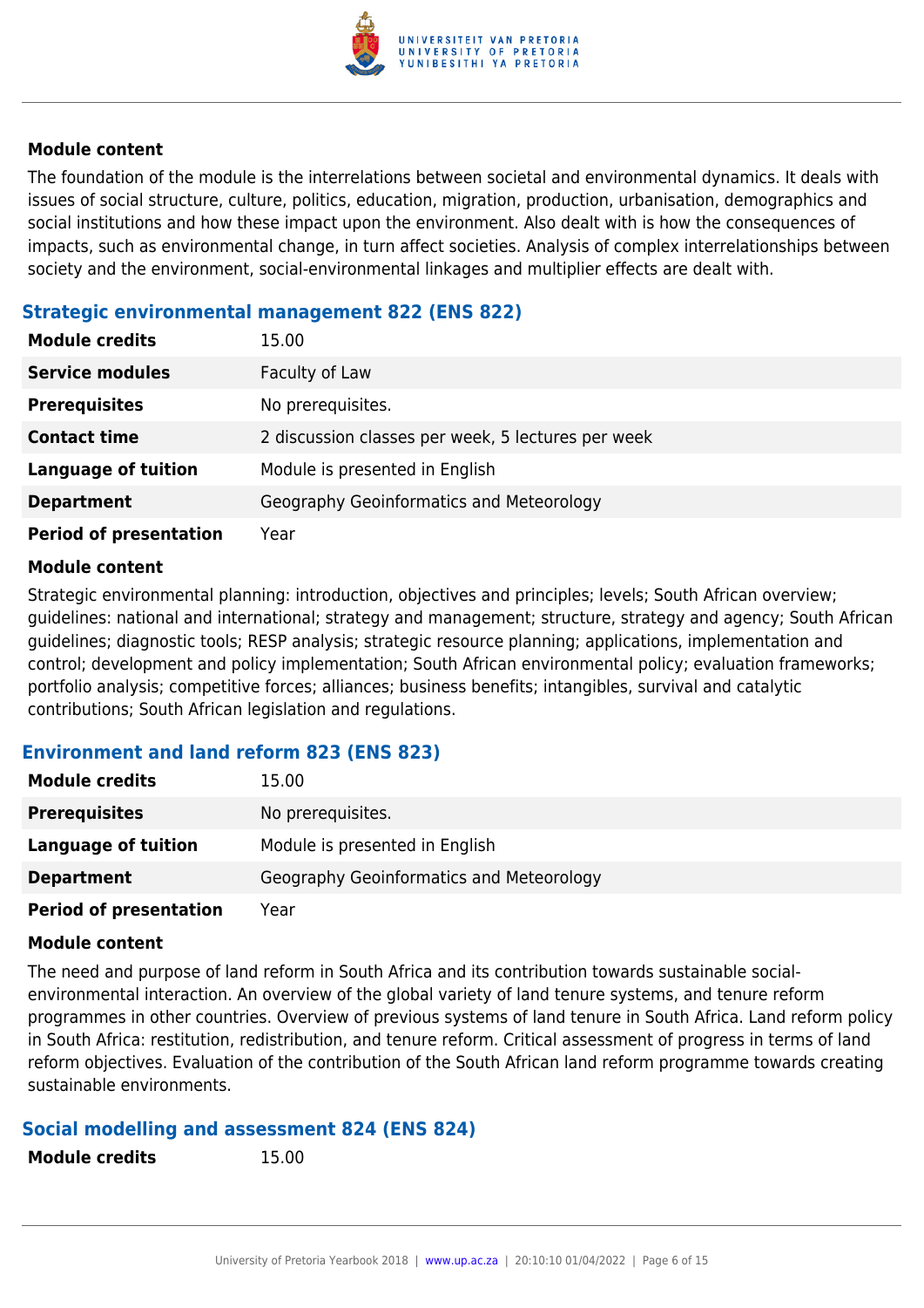**Module content**

The foundation of the module is the interrelations between societal and environmental dynamics. It deals with issues of social structure, culture, politics, education, migration, production, urbanisation, demographics and social institutions and how these impact upon the environment. Also dealt with is how the consequences of impacts, such as environmental change, in turn affect societies. Analysis of complex interrelationships between society and the environment, social-environmental linkages and multiplier effects are dealt with.

### Strategic environmental management 822 (ENS 822)

| | |
|---|---|
| **Module credits** | 15.00 |
| **Service modules** | Faculty of Law |
| **Prerequisites** | No prerequisites. |
| **Contact time** | 2 discussion classes per week, 5 lectures per week |
| **Language of tuition** | Module is presented in English |
| **Department** | Geography Geoinformatics and Meteorology |
| **Period of presentation** | Year |

**Module content**

Strategic environmental planning: introduction, objectives and principles; levels; South African overview; guidelines: national and international; strategy and management; structure, strategy and agency; South African guidelines; diagnostic tools; RESP analysis; strategic resource planning; applications, implementation and control; development and policy implementation; South African environmental policy; evaluation frameworks; portfolio analysis; competitive forces; alliances; business benefits; intangibles, survival and catalytic contributions; South African legislation and regulations.

### Environment and land reform 823 (ENS 823)

| | |
|---|---|
| **Module credits** | 15.00 |
| **Prerequisites** | No prerequisites. |
| **Language of tuition** | Module is presented in English |
| **Department** | Geography Geoinformatics and Meteorology |
| **Period of presentation** | Year |

**Module content**

The need and purpose of land reform in South Africa and its contribution towards sustainable social-environmental interaction. An overview of the global variety of land tenure systems, and tenure reform programmes in other countries. Overview of previous systems of land tenure in South Africa. Land reform policy in South Africa: restitution, redistribution, and tenure reform. Critical assessment of progress in terms of land reform objectives. Evaluation of the contribution of the South African land reform programme towards creating sustainable environments.

### Social modelling and assessment 824 (ENS 824)

| | |
|---|---|
| **Module credits** | 15.00 |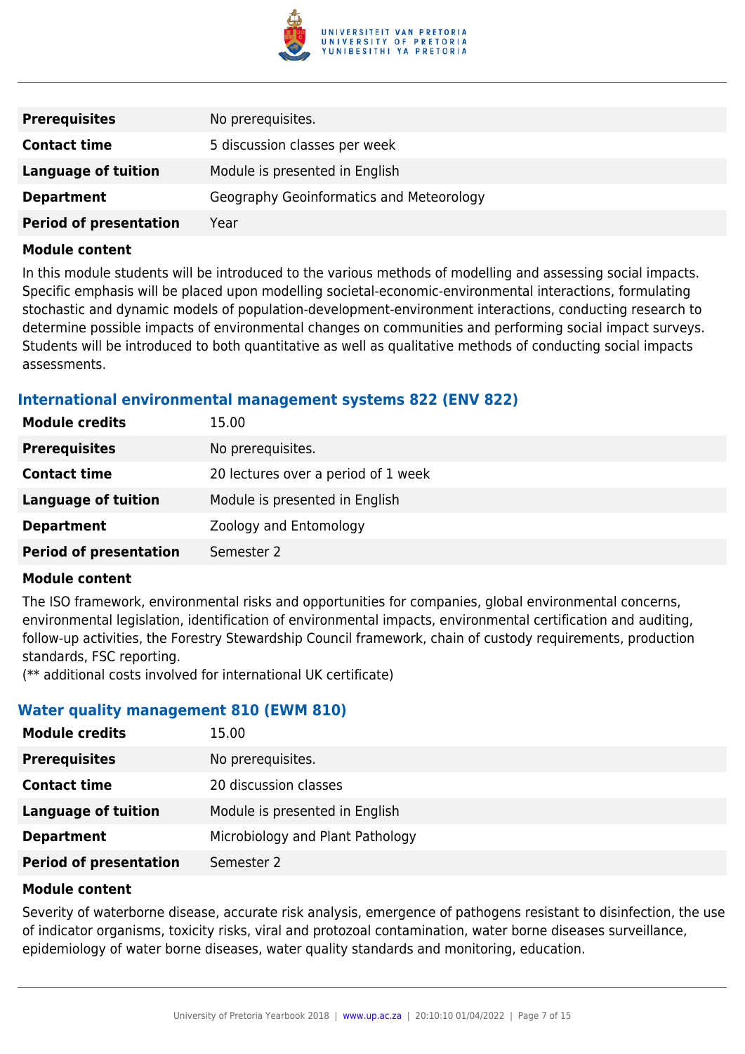| | |
|---|---|
| **Prerequisites** | No prerequisites. |
| **Contact time** | 5 discussion classes per week |
| **Language of tuition** | Module is presented in English |
| **Department** | Geography Geoinformatics and Meteorology |
| **Period of presentation** | Year |

**Module content**

In this module students will be introduced to the various methods of modelling and assessing social impacts. Specific emphasis will be placed upon modelling societal-economic-environmental interactions, formulating stochastic and dynamic models of population-development-environment interactions, conducting research to determine possible impacts of environmental changes on communities and performing social impact surveys. Students will be introduced to both quantitative as well as qualitative methods of conducting social impacts assessments.

### International environmental management systems 822 (ENV 822)

| | |
|---|---|
| **Module credits** | 15.00 |
| **Prerequisites** | No prerequisites. |
| **Contact time** | 20 lectures over a period of 1 week |
| **Language of tuition** | Module is presented in English |
| **Department** | Zoology and Entomology |
| **Period of presentation** | Semester 2 |

**Module content**

The ISO framework, environmental risks and opportunities for companies, global environmental concerns, environmental legislation, identification of environmental impacts, environmental certification and auditing, follow-up activities, the Forestry Stewardship Council framework, chain of custody requirements, production standards, FSC reporting.
(** additional costs involved for international UK certificate)

### Water quality management 810 (EWM 810)

| | |
|---|---|
| **Module credits** | 15.00 |
| **Prerequisites** | No prerequisites. |
| **Contact time** | 20 discussion classes |
| **Language of tuition** | Module is presented in English |
| **Department** | Microbiology and Plant Pathology |
| **Period of presentation** | Semester 2 |

**Module content**

Severity of waterborne disease, accurate risk analysis, emergence of pathogens resistant to disinfection, the use of indicator organisms, toxicity risks, viral and protozoal contamination, water borne diseases surveillance, epidemiology of water borne diseases, water quality standards and monitoring, education.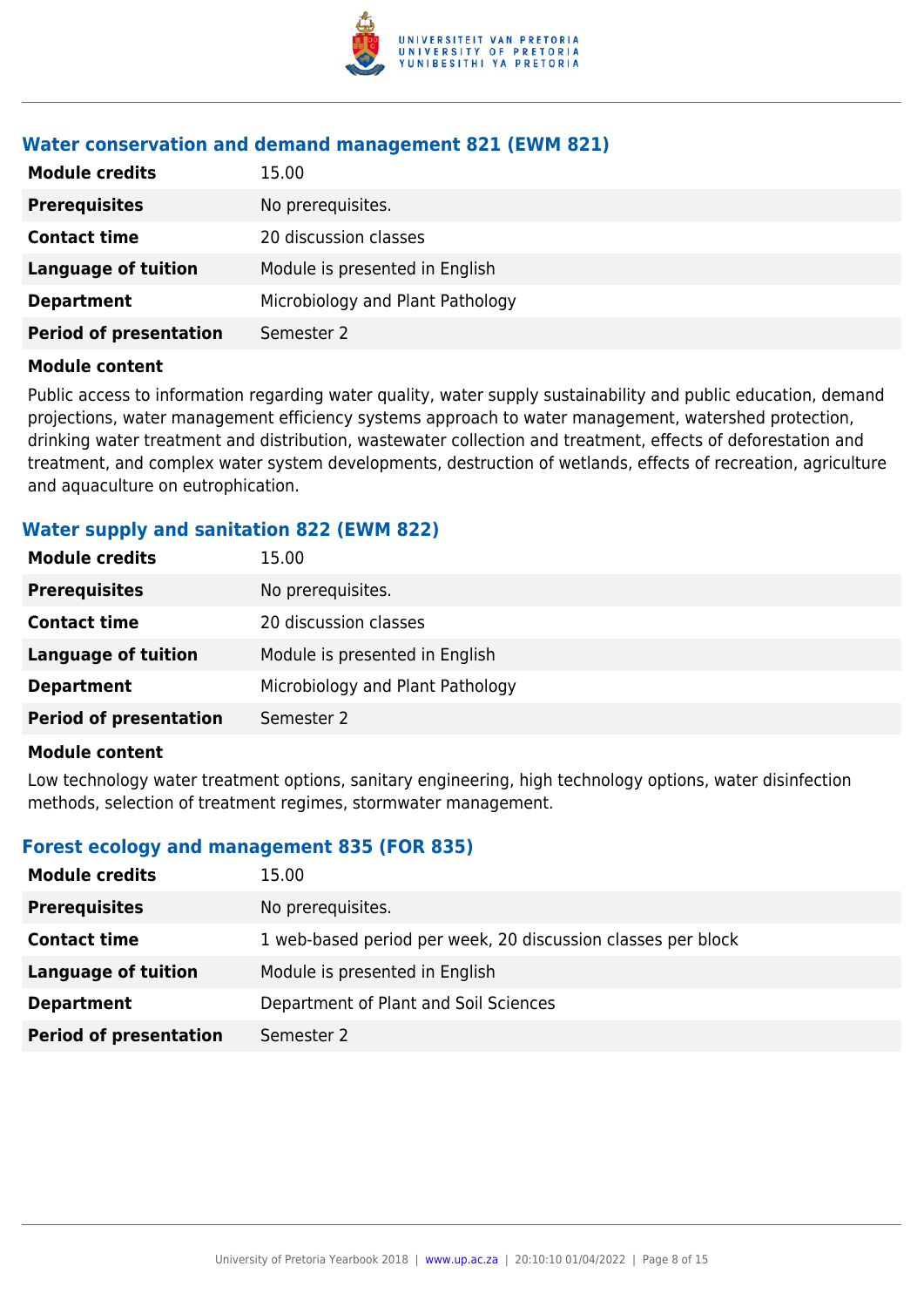### Water conservation and demand management 821 (EWM 821)

| | |
|---|---|
| **Module credits** | 15.00 |
| **Prerequisites** | No prerequisites. |
| **Contact time** | 20 discussion classes |
| **Language of tuition** | Module is presented in English |
| **Department** | Microbiology and Plant Pathology |
| **Period of presentation** | Semester 2 |

**Module content**

Public access to information regarding water quality, water supply sustainability and public education, demand projections, water management efficiency systems approach to water management, watershed protection, drinking water treatment and distribution, wastewater collection and treatment, effects of deforestation and treatment, and complex water system developments, destruction of wetlands, effects of recreation, agriculture and aquaculture on eutrophication.

### Water supply and sanitation 822 (EWM 822)

| | |
|---|---|
| **Module credits** | 15.00 |
| **Prerequisites** | No prerequisites. |
| **Contact time** | 20 discussion classes |
| **Language of tuition** | Module is presented in English |
| **Department** | Microbiology and Plant Pathology |
| **Period of presentation** | Semester 2 |

**Module content**

Low technology water treatment options, sanitary engineering, high technology options, water disinfection methods, selection of treatment regimes, stormwater management.

### Forest ecology and management 835 (FOR 835)

| | |
|---|---|
| **Module credits** | 15.00 |
| **Prerequisites** | No prerequisites. |
| **Contact time** | 1 web-based period per week, 20 discussion classes per block |
| **Language of tuition** | Module is presented in English |
| **Department** | Department of Plant and Soil Sciences |
| **Period of presentation** | Semester 2 |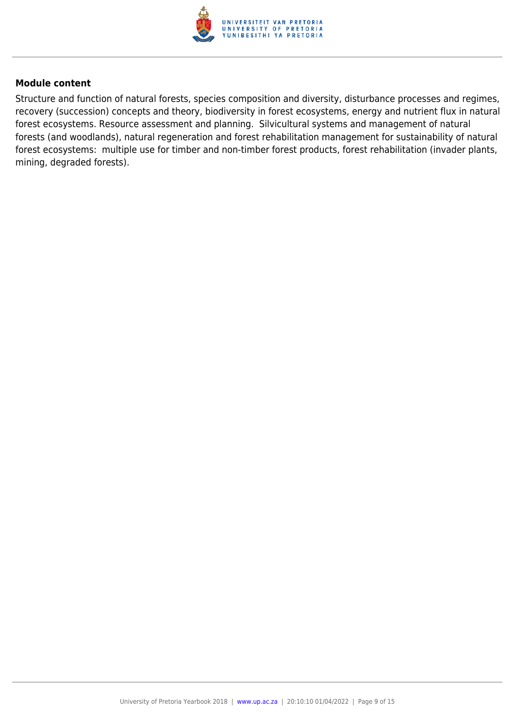**Module content**

Structure and function of natural forests, species composition and diversity, disturbance processes and regimes, recovery (succession) concepts and theory, biodiversity in forest ecosystems, energy and nutrient flux in natural forest ecosystems. Resource assessment and planning. Silvicultural systems and management of natural forests (and woodlands), natural regeneration and forest rehabilitation management for sustainability of natural forest ecosystems: multiple use for timber and non-timber forest products, forest rehabilitation (invader plants, mining, degraded forests).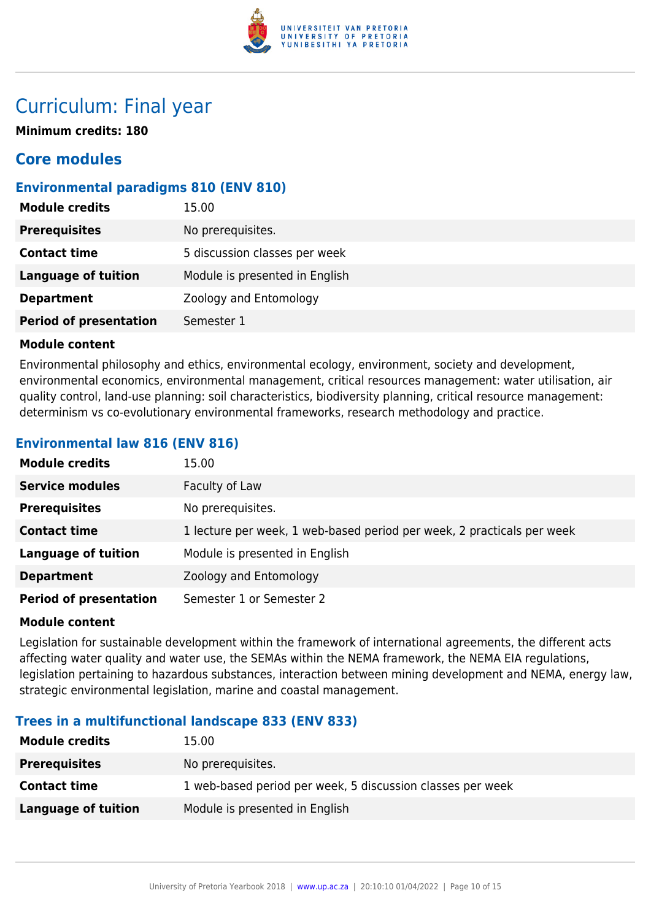# Curriculum: Final year

**Minimum credits: 180**

## Core modules

### Environmental paradigms 810 (ENV 810)

| | |
|---|---|
| **Module credits** | 15.00 |
| **Prerequisites** | No prerequisites. |
| **Contact time** | 5 discussion classes per week |
| **Language of tuition** | Module is presented in English |
| **Department** | Zoology and Entomology |
| **Period of presentation** | Semester 1 |

**Module content**

Environmental philosophy and ethics, environmental ecology, environment, society and development, environmental economics, environmental management, critical resources management: water utilisation, air quality control, land-use planning: soil characteristics, biodiversity planning, critical resource management: determinism vs co-evolutionary environmental frameworks, research methodology and practice.

### Environmental law 816 (ENV 816)

| | |
|---|---|
| **Module credits** | 15.00 |
| **Service modules** | Faculty of Law |
| **Prerequisites** | No prerequisites. |
| **Contact time** | 1 lecture per week, 1 web-based period per week, 2 practicals per week |
| **Language of tuition** | Module is presented in English |
| **Department** | Zoology and Entomology |
| **Period of presentation** | Semester 1 or Semester 2 |

**Module content**

Legislation for sustainable development within the framework of international agreements, the different acts affecting water quality and water use, the SEMAs within the NEMA framework, the NEMA EIA regulations, legislation pertaining to hazardous substances, interaction between mining development and NEMA, energy law, strategic environmental legislation, marine and coastal management.

### Trees in a multifunctional landscape 833 (ENV 833)

| | |
|---|---|
| **Module credits** | 15.00 |
| **Prerequisites** | No prerequisites. |
| **Contact time** | 1 web-based period per week, 5 discussion classes per week |
| **Language of tuition** | Module is presented in English |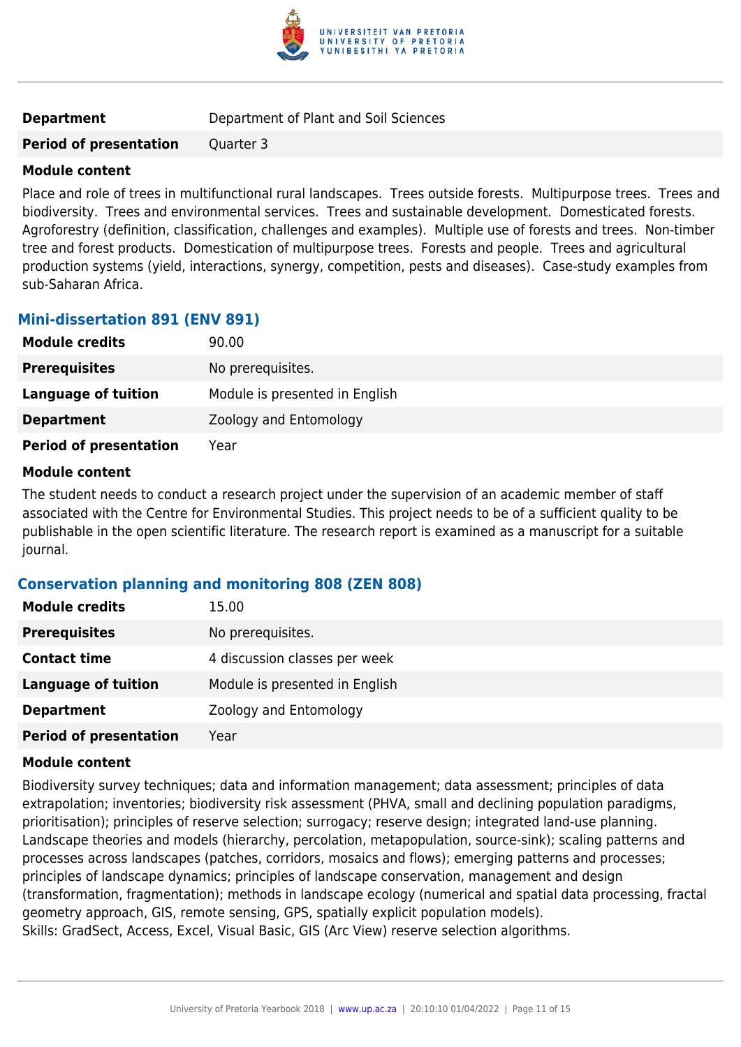| | |
|---|---|
| **Department** | Department of Plant and Soil Sciences |
| **Period of presentation** | Quarter 3 |

**Module content**

Place and role of trees in multifunctional rural landscapes. Trees outside forests. Multipurpose trees. Trees and biodiversity. Trees and environmental services. Trees and sustainable development. Domesticated forests. Agroforestry (definition, classification, challenges and examples). Multiple use of forests and trees. Non-timber tree and forest products. Domestication of multipurpose trees. Forests and people. Trees and agricultural production systems (yield, interactions, synergy, competition, pests and diseases). Case-study examples from sub-Saharan Africa.

### Mini-dissertation 891 (ENV 891)

| | |
|---|---|
| **Module credits** | 90.00 |
| **Prerequisites** | No prerequisites. |
| **Language of tuition** | Module is presented in English |
| **Department** | Zoology and Entomology |
| **Period of presentation** | Year |

**Module content**

The student needs to conduct a research project under the supervision of an academic member of staff associated with the Centre for Environmental Studies. This project needs to be of a sufficient quality to be publishable in the open scientific literature. The research report is examined as a manuscript for a suitable journal.

### Conservation planning and monitoring 808 (ZEN 808)

| | |
|---|---|
| **Module credits** | 15.00 |
| **Prerequisites** | No prerequisites. |
| **Contact time** | 4 discussion classes per week |
| **Language of tuition** | Module is presented in English |
| **Department** | Zoology and Entomology |
| **Period of presentation** | Year |

**Module content**

Biodiversity survey techniques; data and information management; data assessment; principles of data extrapolation; inventories; biodiversity risk assessment (PHVA, small and declining population paradigms, prioritisation); principles of reserve selection; surrogacy; reserve design; integrated land-use planning. Landscape theories and models (hierarchy, percolation, metapopulation, source-sink); scaling patterns and processes across landscapes (patches, corridors, mosaics and flows); emerging patterns and processes; principles of landscape dynamics; principles of landscape conservation, management and design (transformation, fragmentation); methods in landscape ecology (numerical and spatial data processing, fractal geometry approach, GIS, remote sensing, GPS, spatially explicit population models).
Skills: GradSect, Access, Excel, Visual Basic, GIS (Arc View) reserve selection algorithms.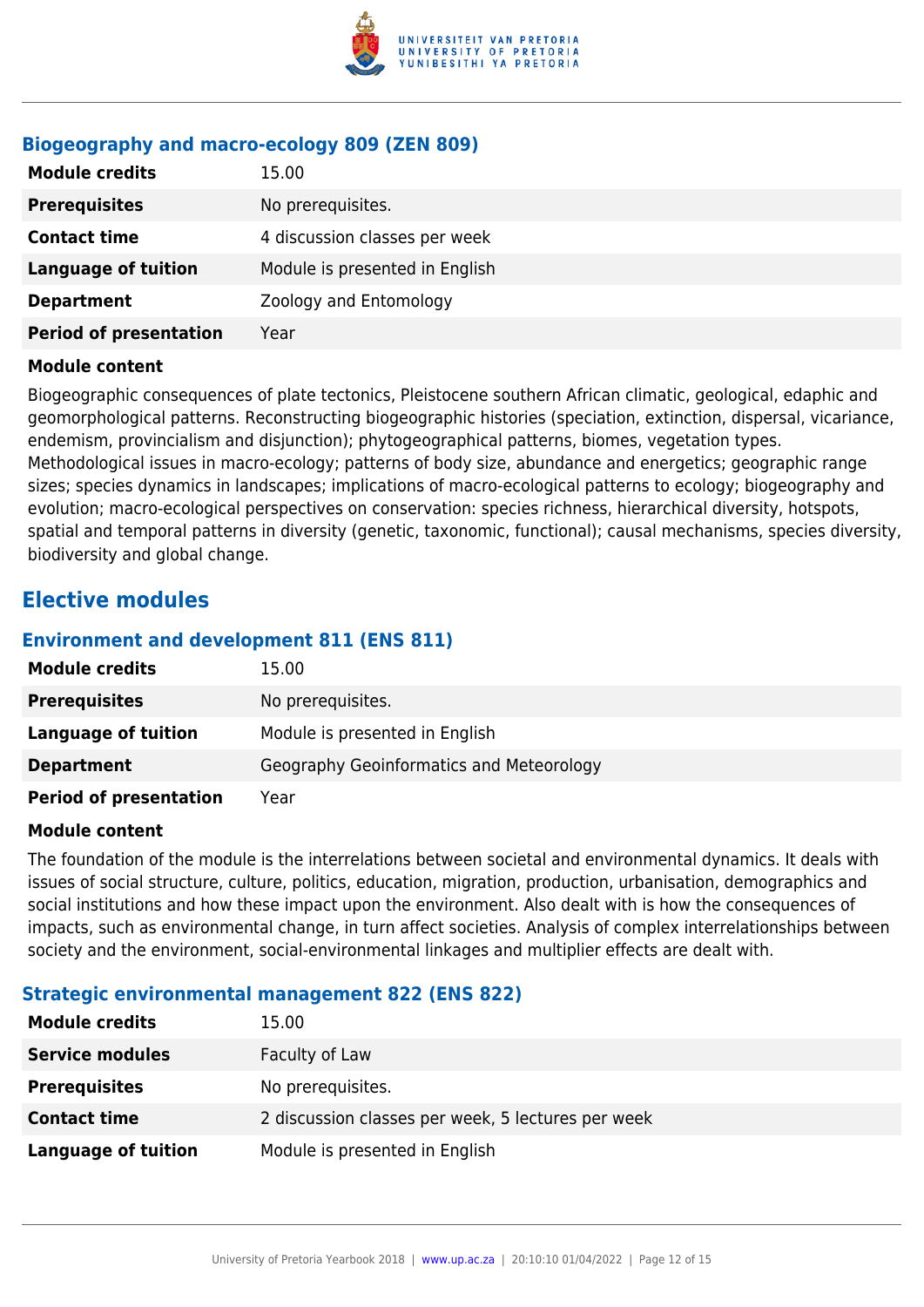### Biogeography and macro-ecology 809 (ZEN 809)

| | |
|---|---|
| **Module credits** | 15.00 |
| **Prerequisites** | No prerequisites. |
| **Contact time** | 4 discussion classes per week |
| **Language of tuition** | Module is presented in English |
| **Department** | Zoology and Entomology |
| **Period of presentation** | Year |

**Module content**

Biogeographic consequences of plate tectonics, Pleistocene southern African climatic, geological, edaphic and geomorphological patterns. Reconstructing biogeographic histories (speciation, extinction, dispersal, vicariance, endemism, provincialism and disjunction); phytogeographical patterns, biomes, vegetation types. Methodological issues in macro-ecology; patterns of body size, abundance and energetics; geographic range sizes; species dynamics in landscapes; implications of macro-ecological patterns to ecology; biogeography and evolution; macro-ecological perspectives on conservation: species richness, hierarchical diversity, hotspots, spatial and temporal patterns in diversity (genetic, taxonomic, functional); causal mechanisms, species diversity, biodiversity and global change.

## Elective modules

### Environment and development 811 (ENS 811)

| | |
|---|---|
| **Module credits** | 15.00 |
| **Prerequisites** | No prerequisites. |
| **Language of tuition** | Module is presented in English |
| **Department** | Geography Geoinformatics and Meteorology |
| **Period of presentation** | Year |

**Module content**

The foundation of the module is the interrelations between societal and environmental dynamics. It deals with issues of social structure, culture, politics, education, migration, production, urbanisation, demographics and social institutions and how these impact upon the environment. Also dealt with is how the consequences of impacts, such as environmental change, in turn affect societies. Analysis of complex interrelationships between society and the environment, social-environmental linkages and multiplier effects are dealt with.

### Strategic environmental management 822 (ENS 822)

| | |
|---|---|
| **Module credits** | 15.00 |
| **Service modules** | Faculty of Law |
| **Prerequisites** | No prerequisites. |
| **Contact time** | 2 discussion classes per week, 5 lectures per week |
| **Language of tuition** | Module is presented in English |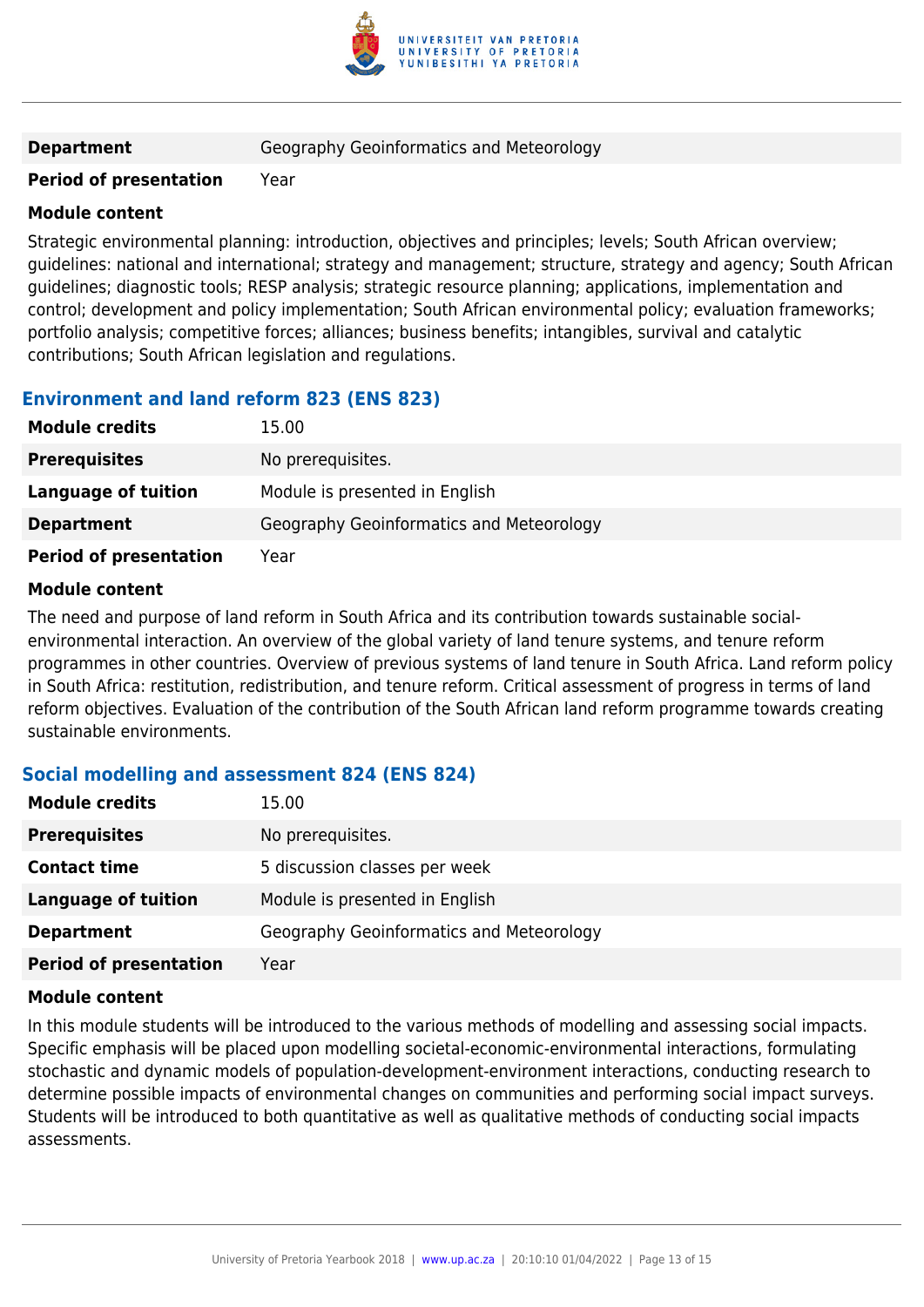| | |
|---|---|
| **Department** | Geography Geoinformatics and Meteorology |
| **Period of presentation** | Year |

**Module content**

Strategic environmental planning: introduction, objectives and principles; levels; South African overview; guidelines: national and international; strategy and management; structure, strategy and agency; South African guidelines; diagnostic tools; RESP analysis; strategic resource planning; applications, implementation and control; development and policy implementation; South African environmental policy; evaluation frameworks; portfolio analysis; competitive forces; alliances; business benefits; intangibles, survival and catalytic contributions; South African legislation and regulations.

### Environment and land reform 823 (ENS 823)

| | |
|---|---|
| **Module credits** | 15.00 |
| **Prerequisites** | No prerequisites. |
| **Language of tuition** | Module is presented in English |
| **Department** | Geography Geoinformatics and Meteorology |
| **Period of presentation** | Year |

**Module content**

The need and purpose of land reform in South Africa and its contribution towards sustainable social-environmental interaction. An overview of the global variety of land tenure systems, and tenure reform programmes in other countries. Overview of previous systems of land tenure in South Africa. Land reform policy in South Africa: restitution, redistribution, and tenure reform. Critical assessment of progress in terms of land reform objectives. Evaluation of the contribution of the South African land reform programme towards creating sustainable environments.

### Social modelling and assessment 824 (ENS 824)

| | |
|---|---|
| **Module credits** | 15.00 |
| **Prerequisites** | No prerequisites. |
| **Contact time** | 5 discussion classes per week |
| **Language of tuition** | Module is presented in English |
| **Department** | Geography Geoinformatics and Meteorology |
| **Period of presentation** | Year |

**Module content**

In this module students will be introduced to the various methods of modelling and assessing social impacts. Specific emphasis will be placed upon modelling societal-economic-environmental interactions, formulating stochastic and dynamic models of population-development-environment interactions, conducting research to determine possible impacts of environmental changes on communities and performing social impact surveys. Students will be introduced to both quantitative as well as qualitative methods of conducting social impacts assessments.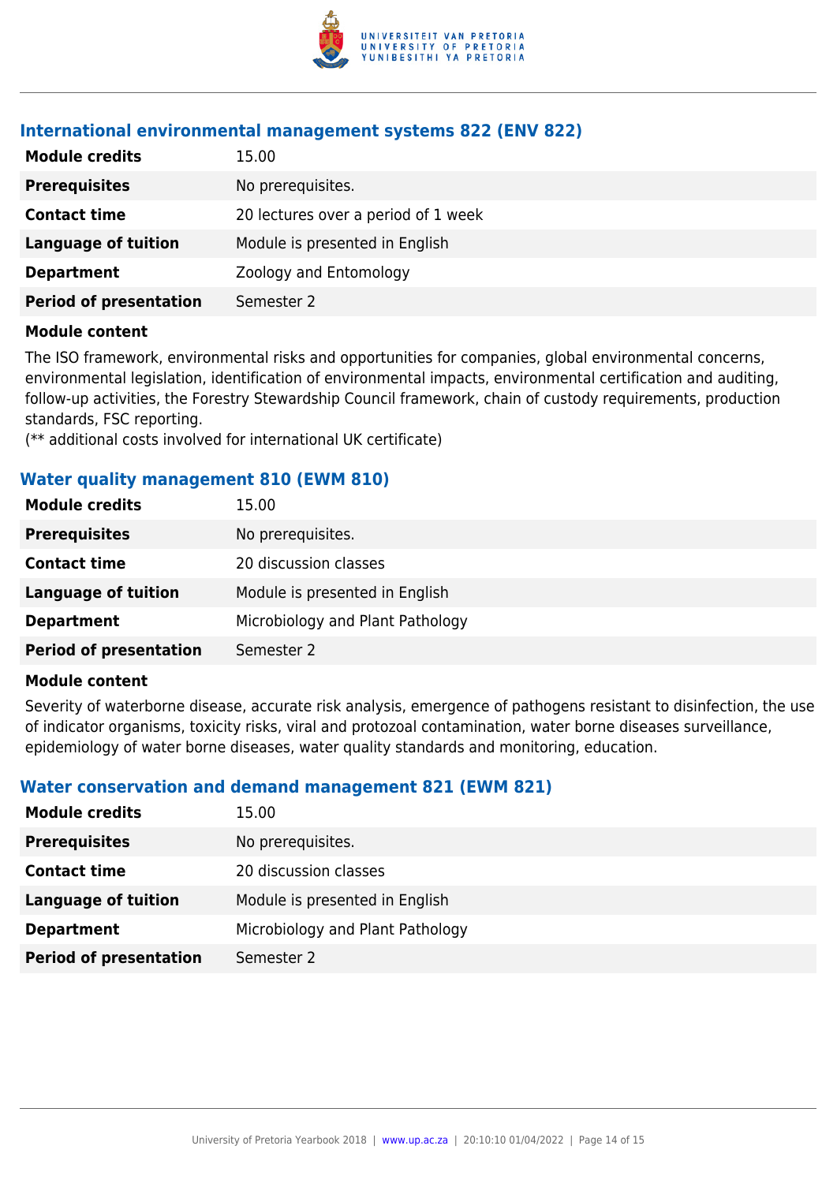### International environmental management systems 822 (ENV 822)

| | |
|---|---|
| **Module credits** | 15.00 |
| **Prerequisites** | No prerequisites. |
| **Contact time** | 20 lectures over a period of 1 week |
| **Language of tuition** | Module is presented in English |
| **Department** | Zoology and Entomology |
| **Period of presentation** | Semester 2 |

**Module content**

The ISO framework, environmental risks and opportunities for companies, global environmental concerns, environmental legislation, identification of environmental impacts, environmental certification and auditing, follow-up activities, the Forestry Stewardship Council framework, chain of custody requirements, production standards, FSC reporting.
(** additional costs involved for international UK certificate)

### Water quality management 810 (EWM 810)

| | |
|---|---|
| **Module credits** | 15.00 |
| **Prerequisites** | No prerequisites. |
| **Contact time** | 20 discussion classes |
| **Language of tuition** | Module is presented in English |
| **Department** | Microbiology and Plant Pathology |
| **Period of presentation** | Semester 2 |

**Module content**

Severity of waterborne disease, accurate risk analysis, emergence of pathogens resistant to disinfection, the use of indicator organisms, toxicity risks, viral and protozoal contamination, water borne diseases surveillance, epidemiology of water borne diseases, water quality standards and monitoring, education.

### Water conservation and demand management 821 (EWM 821)

| | |
|---|---|
| **Module credits** | 15.00 |
| **Prerequisites** | No prerequisites. |
| **Contact time** | 20 discussion classes |
| **Language of tuition** | Module is presented in English |
| **Department** | Microbiology and Plant Pathology |
| **Period of presentation** | Semester 2 |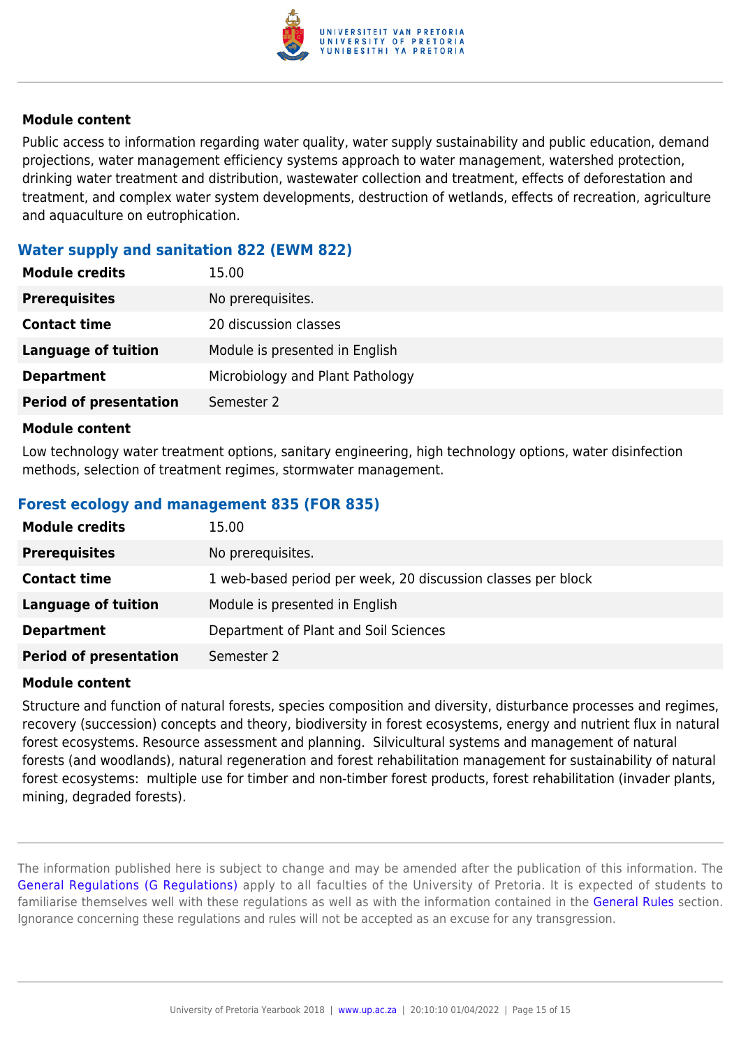### Module content

Public access to information regarding water quality, water supply sustainability and public education, demand projections, water management efficiency systems approach to water management, watershed protection, drinking water treatment and distribution, wastewater collection and treatment, effects of deforestation and treatment, and complex water system developments, destruction of wetlands, effects of recreation, agriculture and aquaculture on eutrophication.

## Water supply and sanitation 822 (EWM 822)

| | |
|---|---|
| **Module credits** | 15.00 |
| **Prerequisites** | No prerequisites. |
| **Contact time** | 20 discussion classes |
| **Language of tuition** | Module is presented in English |
| **Department** | Microbiology and Plant Pathology |
| **Period of presentation** | Semester 2 |

### Module content

Low technology water treatment options, sanitary engineering, high technology options, water disinfection methods, selection of treatment regimes, stormwater management.

## Forest ecology and management 835 (FOR 835)

| | |
|---|---|
| **Module credits** | 15.00 |
| **Prerequisites** | No prerequisites. |
| **Contact time** | 1 web-based period per week, 20 discussion classes per block |
| **Language of tuition** | Module is presented in English |
| **Department** | Department of Plant and Soil Sciences |
| **Period of presentation** | Semester 2 |

### Module content

Structure and function of natural forests, species composition and diversity, disturbance processes and regimes, recovery (succession) concepts and theory, biodiversity in forest ecosystems, energy and nutrient flux in natural forest ecosystems. Resource assessment and planning. Silvicultural systems and management of natural forests (and woodlands), natural regeneration and forest rehabilitation management for sustainability of natural forest ecosystems: multiple use for timber and non-timber forest products, forest rehabilitation (invader plants, mining, degraded forests).

The information published here is subject to change and may be amended after the publication of this information. The General Regulations (G Regulations) apply to all faculties of the University of Pretoria. It is expected of students to familiarise themselves well with these regulations as well as with the information contained in the General Rules section. Ignorance concerning these regulations and rules will not be accepted as an excuse for any transgression.